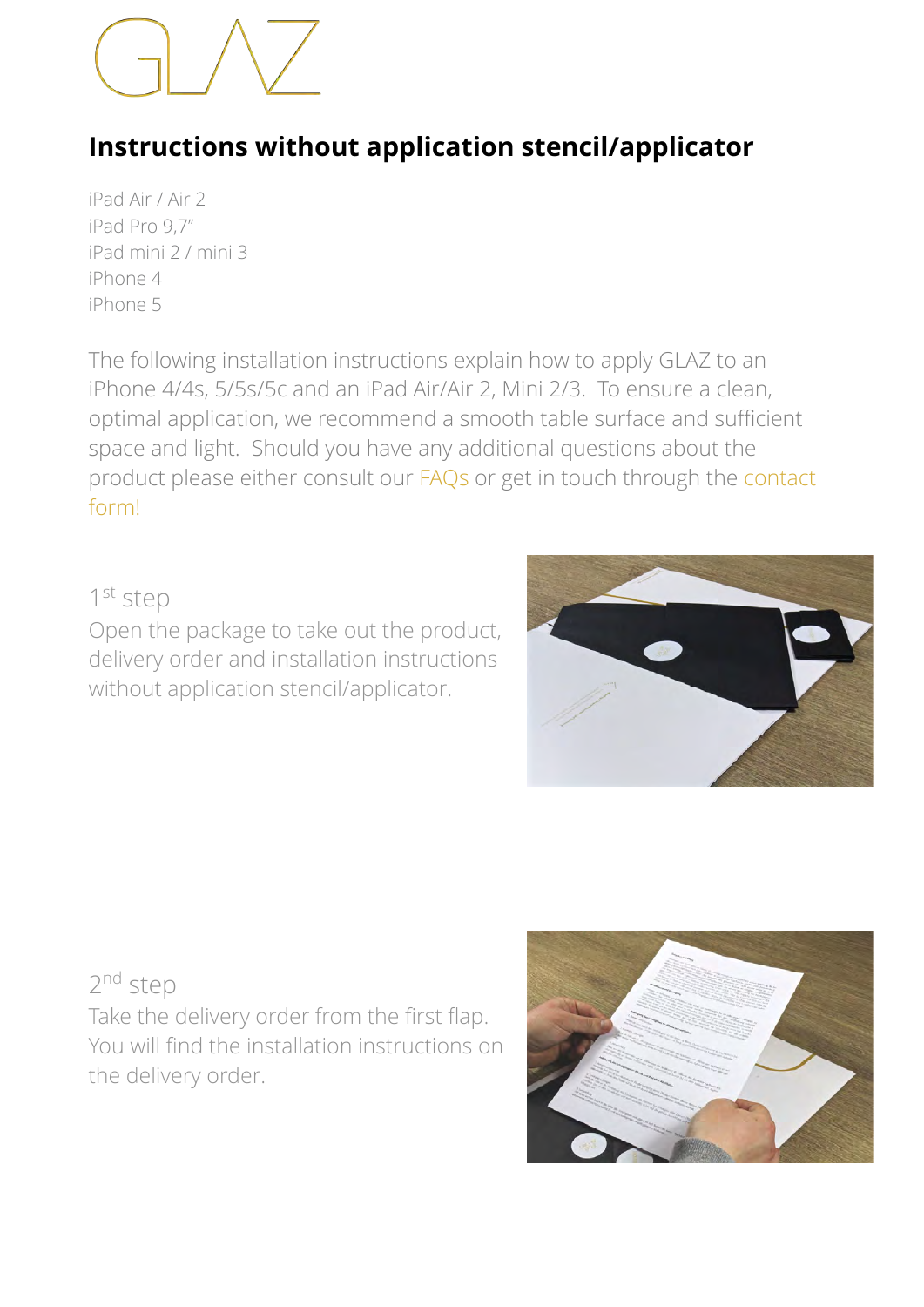GLAZ

# Instructions without application stencil/applicator

iPad Air / Air 2
iPad Pro 9,7"
iPad mini 2 / mini 3
iPhone 4
iPhone 5

The following installation instructions explain how to apply GLAZ to an iPhone 4/4s, 5/5s/5c and an iPad Air/Air 2, Mini 2/3. To ensure a clean, optimal application, we recommend a smooth table surface and sufficient space and light. Should you have any additional questions about the product please either consult our FAQs or get in touch through the contact form!

1st step

Open the package to take out the product, delivery order and installation instructions without application stencil/applicator.

2nd step

Take the delivery order from the first flap. You will find the installation instructions on the delivery order.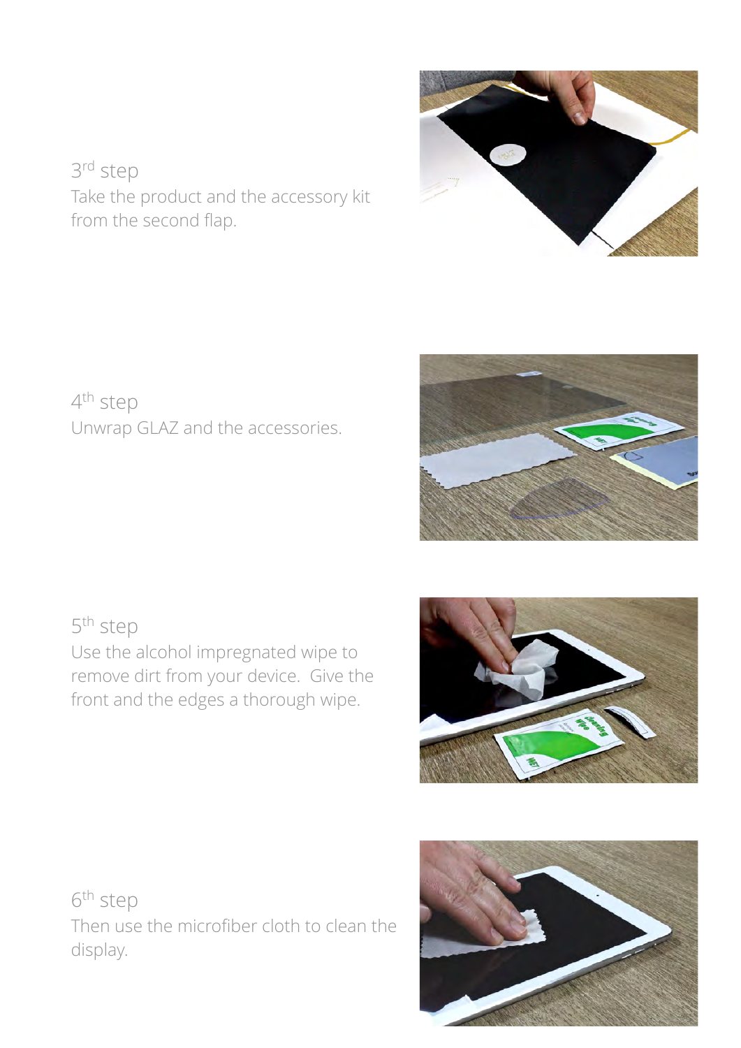### 3rd step

Take the product and the accessory kit from the second flap.

### 4th step

Unwrap GLAZ and the accessories.

### 5th step

Use the alcohol impregnated wipe to remove dirt from your device. Give the front and the edges a thorough wipe.

### 6th step

Then use the microfiber cloth to clean the display.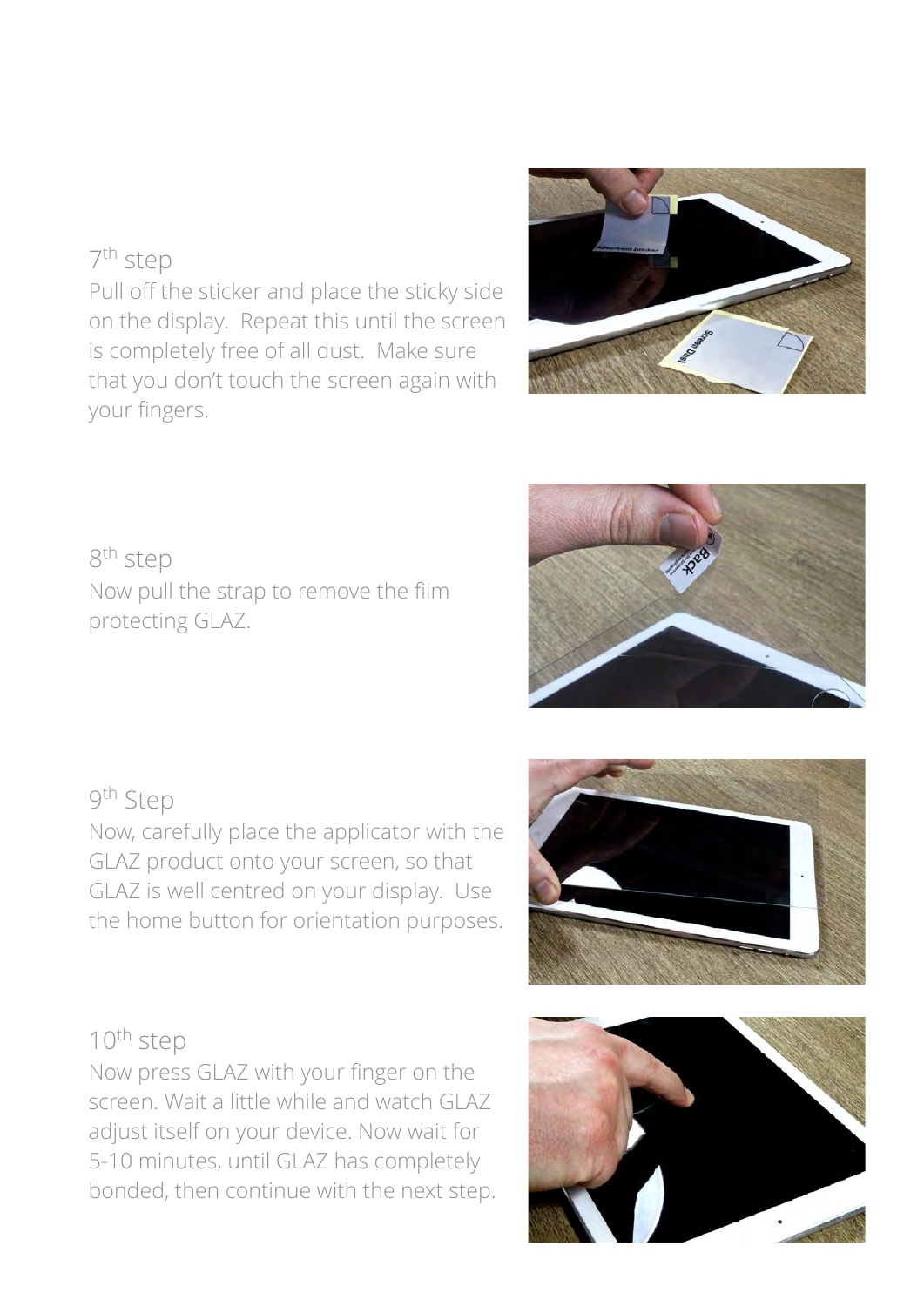## 7th step

Pull off the sticker and place the sticky side on the display. Repeat this until the screen is completely free of all dust. Make sure that you don't touch the screen again with your fingers.

## 8th step

Now pull the strap to remove the film protecting GLAZ.

## 9th Step

Now, carefully place the applicator with the GLAZ product onto your screen, so that GLAZ is well centred on your display. Use the home button for orientation purposes.

## 10th step

Now press GLAZ with your finger on the screen. Wait a little while and watch GLAZ adjust itself on your device. Now wait for 5-10 minutes, until GLAZ has completely bonded, then continue with the next step.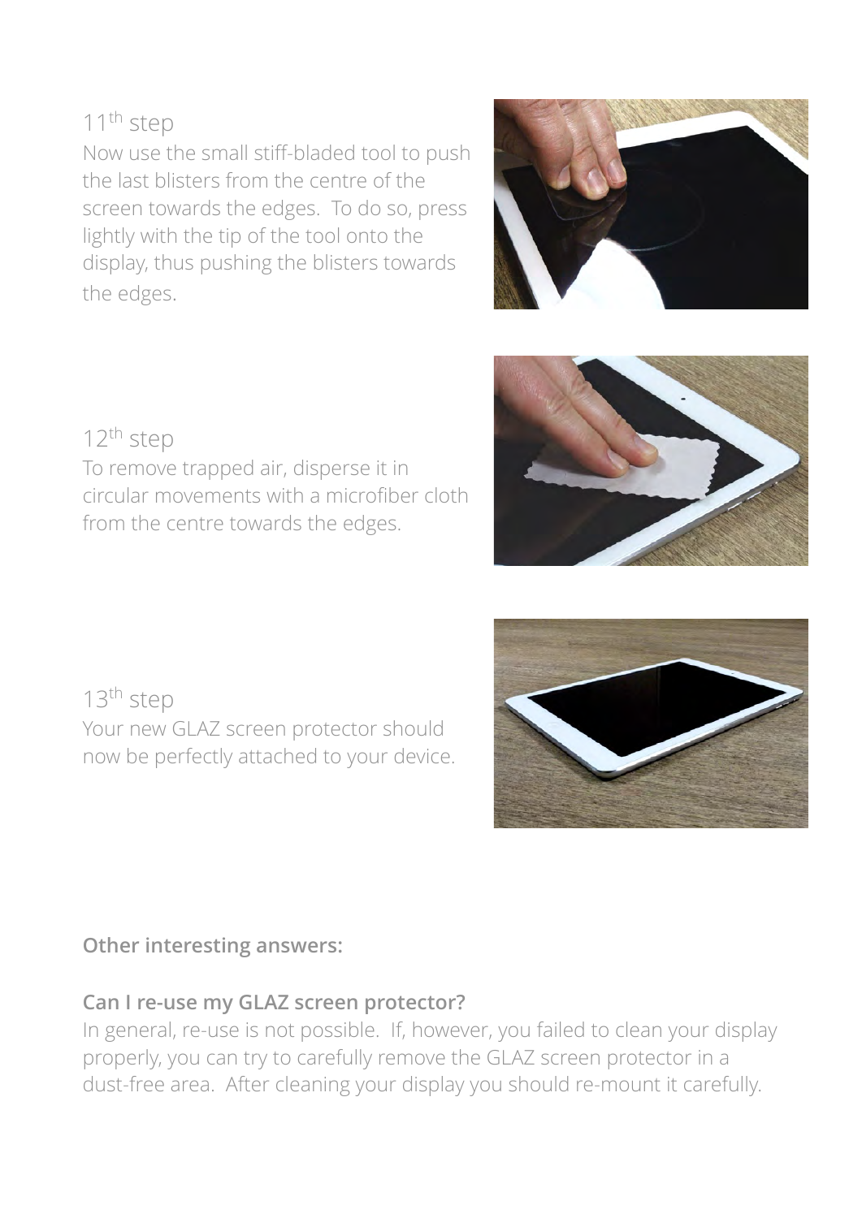### 11th step

Now use the small stiff-bladed tool to push the last blisters from the centre of the screen towards the edges. To do so, press lightly with the tip of the tool onto the display, thus pushing the blisters towards the edges.

### 12th step

To remove trapped air, disperse it in circular movements with a microfiber cloth from the centre towards the edges.

### 13th step

Your new GLAZ screen protector should now be perfectly attached to your device.

**Other interesting answers:**

**Can I re-use my GLAZ screen protector?**

In general, re-use is not possible. If, however, you failed to clean your display properly, you can try to carefully remove the GLAZ screen protector in a dust-free area. After cleaning your display you should re-mount it carefully.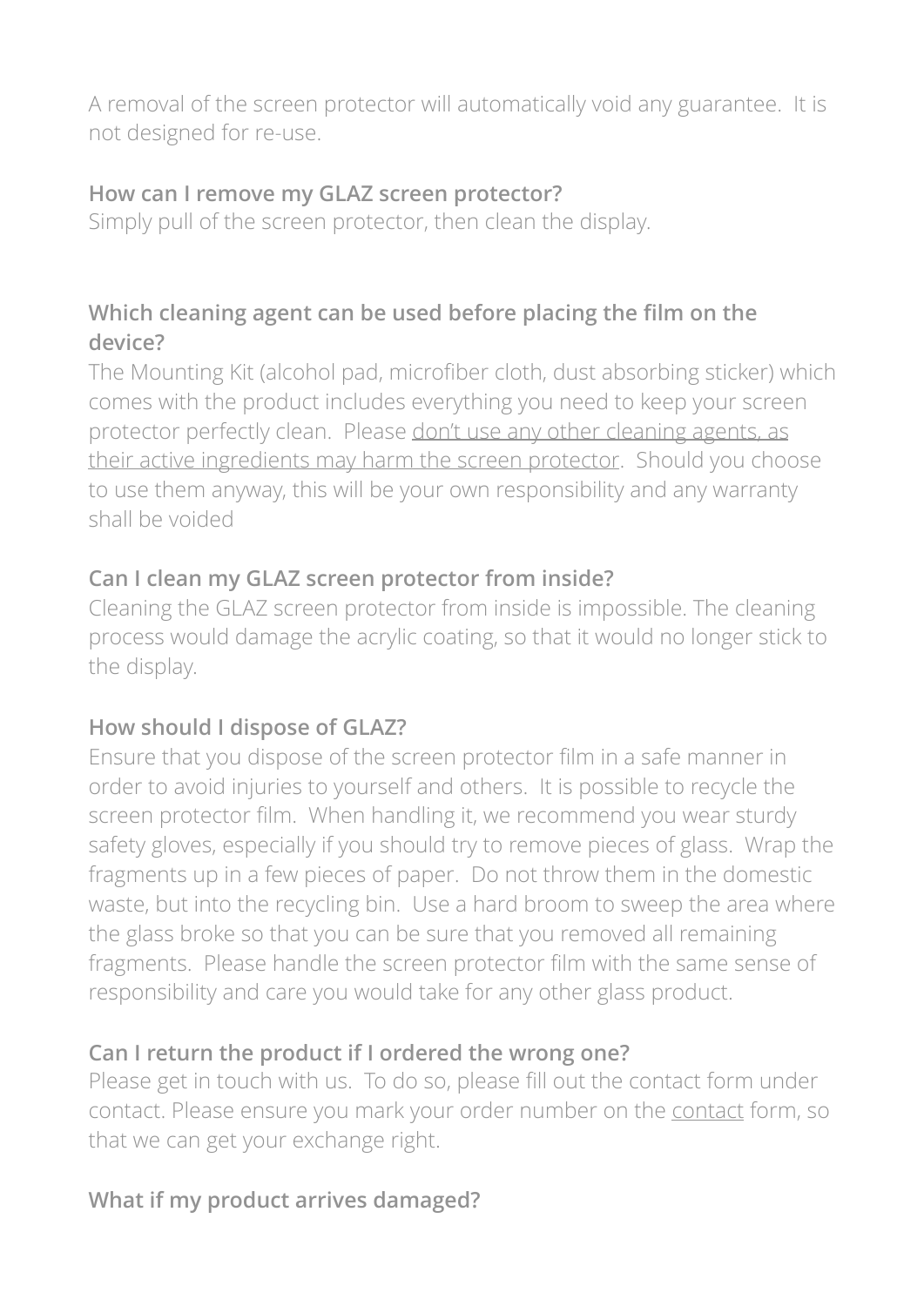A removal of the screen protector will automatically void any guarantee.  It is not designed for re-use.

**How can I remove my GLAZ screen protector?**
Simply pull of the screen protector, then clean the display.

**Which cleaning agent can be used before placing the film on the device?**
The Mounting Kit (alcohol pad, microfiber cloth, dust absorbing sticker) which comes with the product includes everything you need to keep your screen protector perfectly clean.  Please don't use any other cleaning agents, as their active ingredients may harm the screen protector.  Should you choose to use them anyway, this will be your own responsibility and any warranty shall be voided

**Can I clean my GLAZ screen protector from inside?**
Cleaning the GLAZ screen protector from inside is impossible. The cleaning process would damage the acrylic coating, so that it would no longer stick to the display.

**How should I dispose of GLAZ?**
Ensure that you dispose of the screen protector film in a safe manner in order to avoid injuries to yourself and others.  It is possible to recycle the screen protector film.  When handling it, we recommend you wear sturdy safety gloves, especially if you should try to remove pieces of glass.  Wrap the fragments up in a few pieces of paper.  Do not throw them in the domestic waste, but into the recycling bin.  Use a hard broom to sweep the area where the glass broke so that you can be sure that you removed all remaining fragments.  Please handle the screen protector film with the same sense of responsibility and care you would take for any other glass product.

**Can I return the product if I ordered the wrong one?**
Please get in touch with us.  To do so, please fill out the contact form under contact. Please ensure you mark your order number on the contact form, so that we can get your exchange right.

**What if my product arrives damaged?**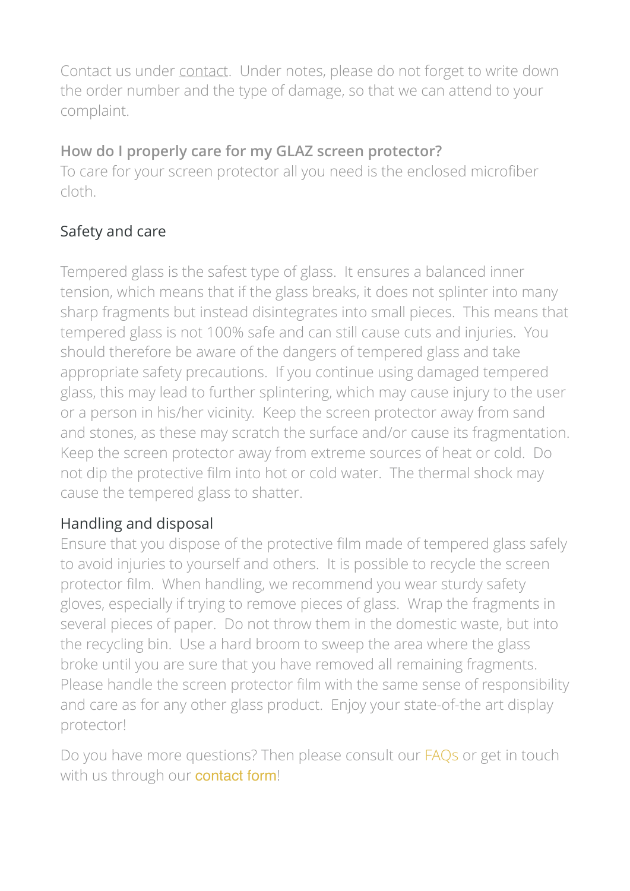Contact us under contact. Under notes, please do not forget to write down the order number and the type of damage, so that we can attend to your complaint.

**How do I properly care for my GLAZ screen protector?**
To care for your screen protector all you need is the enclosed microfiber cloth.

## Safety and care

Tempered glass is the safest type of glass. It ensures a balanced inner tension, which means that if the glass breaks, it does not splinter into many sharp fragments but instead disintegrates into small pieces. This means that tempered glass is not 100% safe and can still cause cuts and injuries. You should therefore be aware of the dangers of tempered glass and take appropriate safety precautions. If you continue using damaged tempered glass, this may lead to further splintering, which may cause injury to the user or a person in his/her vicinity. Keep the screen protector away from sand and stones, as these may scratch the surface and/or cause its fragmentation. Keep the screen protector away from extreme sources of heat or cold. Do not dip the protective film into hot or cold water. The thermal shock may cause the tempered glass to shatter.

## Handling and disposal

Ensure that you dispose of the protective film made of tempered glass safely to avoid injuries to yourself and others. It is possible to recycle the screen protector film. When handling, we recommend you wear sturdy safety gloves, especially if trying to remove pieces of glass. Wrap the fragments in several pieces of paper. Do not throw them in the domestic waste, but into the recycling bin. Use a hard broom to sweep the area where the glass broke until you are sure that you have removed all remaining fragments. Please handle the screen protector film with the same sense of responsibility and care as for any other glass product. Enjoy your state-of-the art display protector!

Do you have more questions? Then please consult our FAQs or get in touch with us through our contact form!